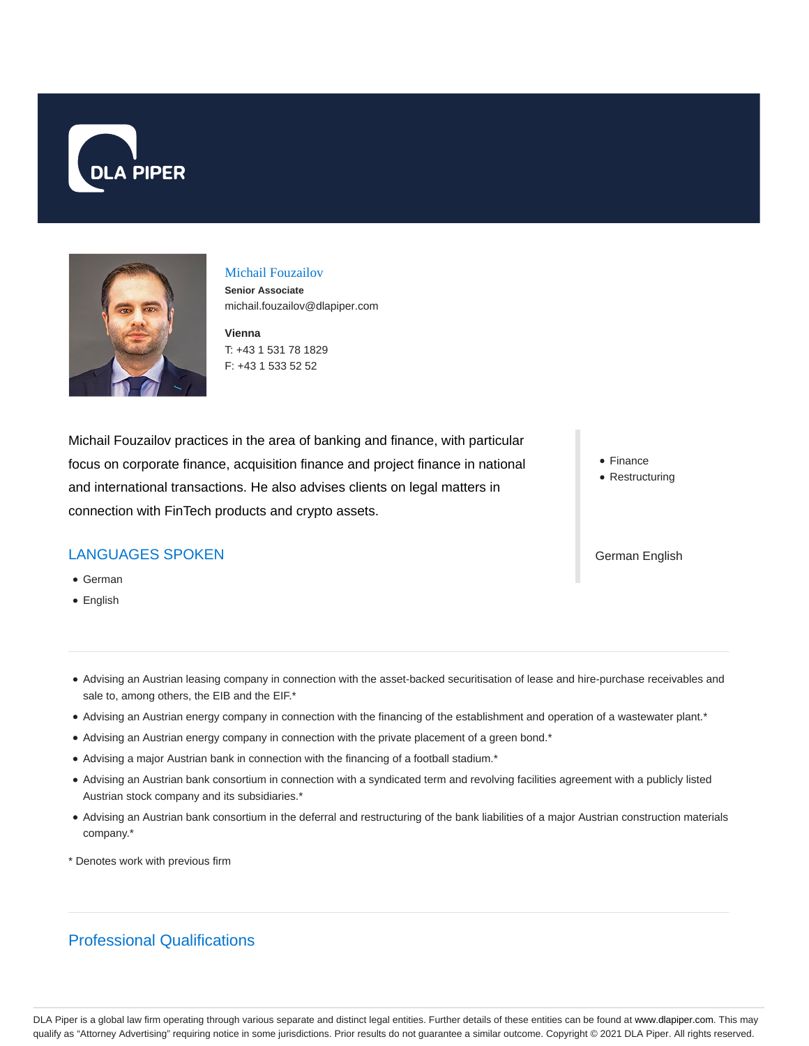# Michail Fouzailov

**Senior Associate**
michail.fouzailov@dlapiper.com

**Vienna**
T: +43 1 531 78 1829
F: +43 1 533 52 52

Michail Fouzailov practices in the area of banking and finance, with particular focus on corporate finance, acquisition finance and project finance in national and international transactions. He also advises clients on legal matters in connection with FinTech products and crypto assets.

- Finance
- Restructuring

German English

## LANGUAGES SPOKEN

- German
- English

---

- Advising an Austrian leasing company in connection with the asset-backed securitisation of lease and hire-purchase receivables and sale to, among others, the EIB and the EIF.*
- Advising an Austrian energy company in connection with the financing of the establishment and operation of a wastewater plant.*
- Advising an Austrian energy company in connection with the private placement of a green bond.*
- Advising a major Austrian bank in connection with the financing of a football stadium.*
- Advising an Austrian bank consortium in connection with a syndicated term and revolving facilities agreement with a publicly listed Austrian stock company and its subsidiaries.*
- Advising an Austrian bank consortium in the deferral and restructuring of the bank liabilities of a major Austrian construction materials company.*

* Denotes work with previous firm

---

## Professional Qualifications

DLA Piper is a global law firm operating through various separate and distinct legal entities. Further details of these entities can be found at www.dlapiper.com. This may qualify as "Attorney Advertising" requiring notice in some jurisdictions. Prior results do not guarantee a similar outcome. Copyright © 2021 DLA Piper. All rights reserved.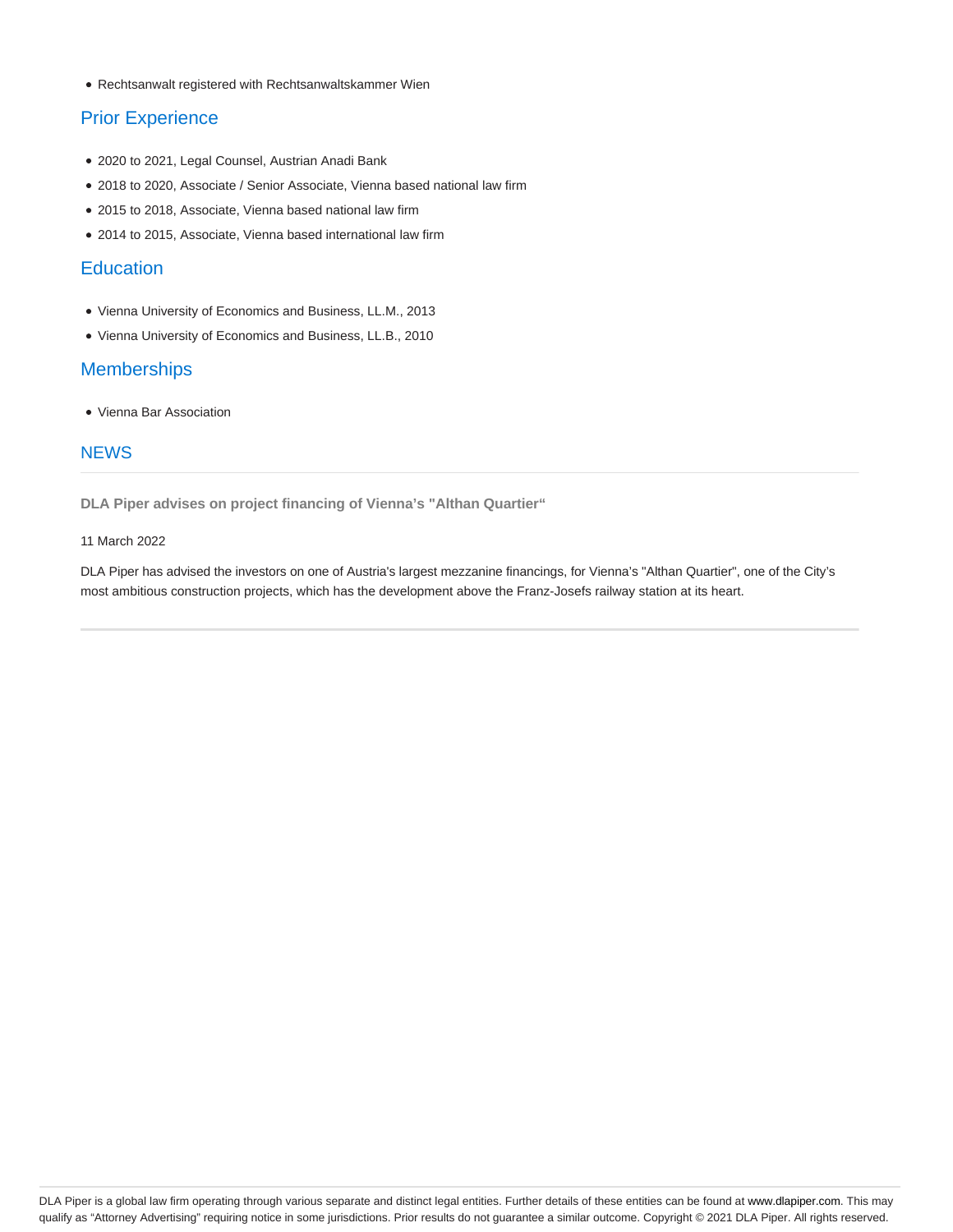- Rechtsanwalt registered with Rechtsanwaltskammer Wien

## Prior Experience

- 2020 to 2021, Legal Counsel, Austrian Anadi Bank
- 2018 to 2020, Associate / Senior Associate, Vienna based national law firm
- 2015 to 2018, Associate, Vienna based national law firm
- 2014 to 2015, Associate, Vienna based international law firm

## Education

- Vienna University of Economics and Business, LL.M., 2013
- Vienna University of Economics and Business, LL.B., 2010

## Memberships

- Vienna Bar Association

## NEWS

**DLA Piper advises on project financing of Vienna's "Althan Quartier“**

11 March 2022

DLA Piper has advised the investors on one of Austria's largest mezzanine financings, for Vienna's "Althan Quartier", one of the City's most ambitious construction projects, which has the development above the Franz-Josefs railway station at its heart.

DLA Piper is a global law firm operating through various separate and distinct legal entities. Further details of these entities can be found at www.dlapiper.com. This may qualify as "Attorney Advertising" requiring notice in some jurisdictions. Prior results do not guarantee a similar outcome. Copyright © 2021 DLA Piper. All rights reserved.